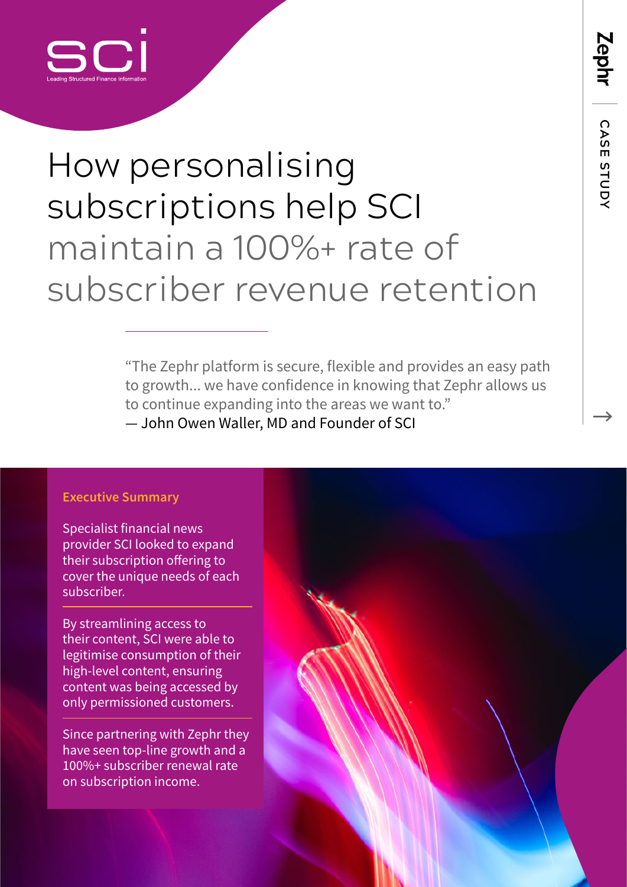SCI

Leading Structured Finance Information

Zephr | CASE STUDY

# How personalising subscriptions help SCI maintain a 100%+ rate of subscriber revenue retention

"The Zephr platform is secure, flexible and provides an easy path to growth... we have confidence in knowing that Zephr allows us to continue expanding into the areas we want to."
— John Owen Waller, MD and Founder of SCI

## Executive Summary

Specialist financial news provider SCI looked to expand their subscription offering to cover the unique needs of each subscriber.

By streamlining access to their content, SCI were able to legitimise consumption of their high-level content, ensuring content was being accessed by only permissioned customers.

Since partnering with Zephr they have seen top-line growth and a 100%+ subscriber renewal rate on subscription income.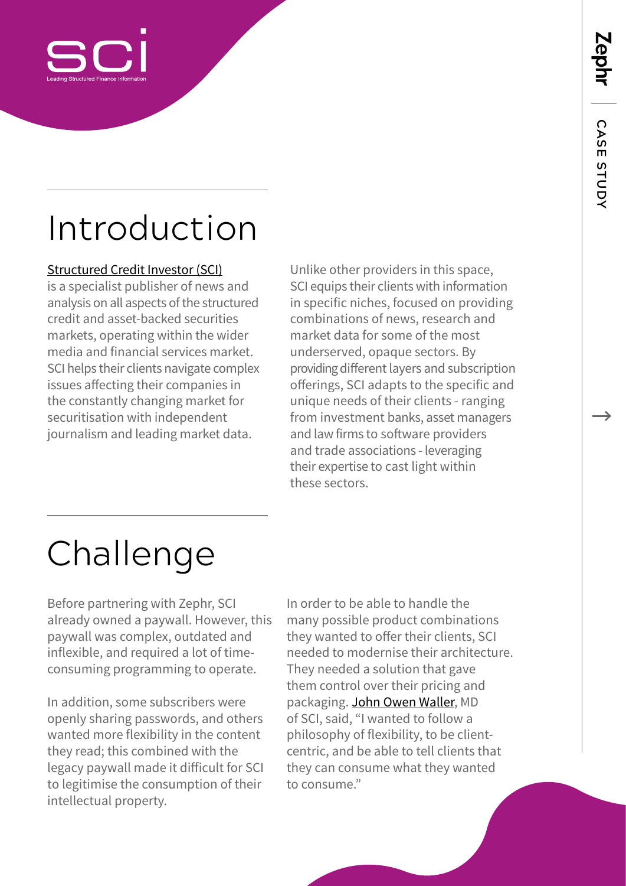# Introduction

[Structured Credit Investor (SCI)](#) is a specialist publisher of news and analysis on all aspects of the structured credit and asset-backed securities markets, operating within the wider media and financial services market. SCI helps their clients navigate complex issues affecting their companies in the constantly changing market for securitisation with independent journalism and leading market data.

Unlike other providers in this space, SCI equips their clients with information in specific niches, focused on providing combinations of news, research and market data for some of the most underserved, opaque sectors. By providing different layers and subscription offerings, SCI adapts to the specific and unique needs of their clients - ranging from investment banks, asset managers and law firms to software providers and trade associations - leveraging their expertise to cast light within these sectors.

# Challenge

Before partnering with Zephr, SCI already owned a paywall. However, this paywall was complex, outdated and inflexible, and required a lot of time-consuming programming to operate.

In addition, some subscribers were openly sharing passwords, and others wanted more flexibility in the content they read; this combined with the legacy paywall made it difficult for SCI to legitimise the consumption of their intellectual property.

In order to be able to handle the many possible product combinations they wanted to offer their clients, SCI needed to modernise their architecture. They needed a solution that gave them control over their pricing and packaging. John Owen Waller, MD of SCI, said, "I wanted to follow a philosophy of flexibility, to be client-centric, and be able to tell clients that they can consume what they wanted to consume."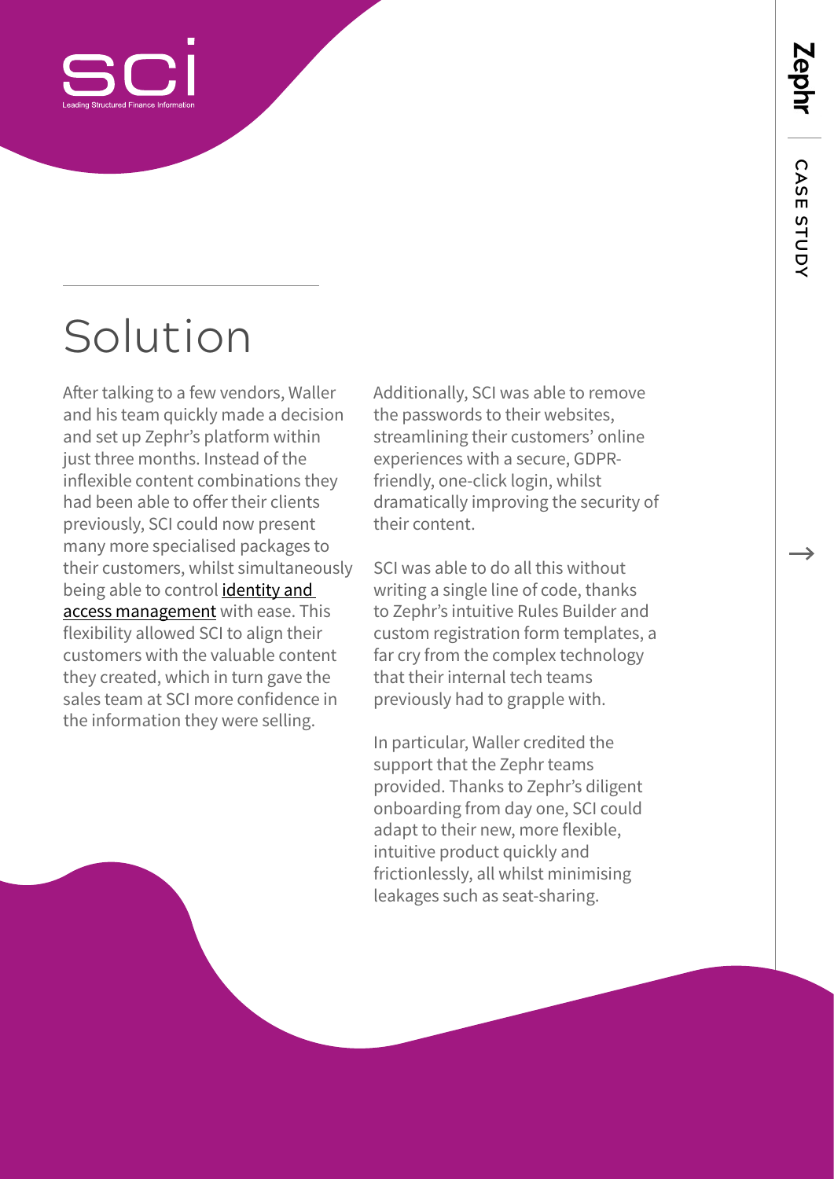# Solution

After talking to a few vendors, Waller and his team quickly made a decision and set up Zephr's platform within just three months. Instead of the inflexible content combinations they had been able to offer their clients previously, SCI could now present many more specialised packages to their customers, whilst simultaneously being able to control identity and access management with ease. This flexibility allowed SCI to align their customers with the valuable content they created, which in turn gave the sales team at SCI more confidence in the information they were selling.

Additionally, SCI was able to remove the passwords to their websites, streamlining their customers' online experiences with a secure, GDPR-friendly, one-click login, whilst dramatically improving the security of their content.

SCI was able to do all this without writing a single line of code, thanks to Zephr's intuitive Rules Builder and custom registration form templates, a far cry from the complex technology that their internal tech teams previously had to grapple with.

In particular, Waller credited the support that the Zephr teams provided. Thanks to Zephr's diligent onboarding from day one, SCI could adapt to their new, more flexible, intuitive product quickly and frictionlessly, all whilst minimising leakages such as seat-sharing.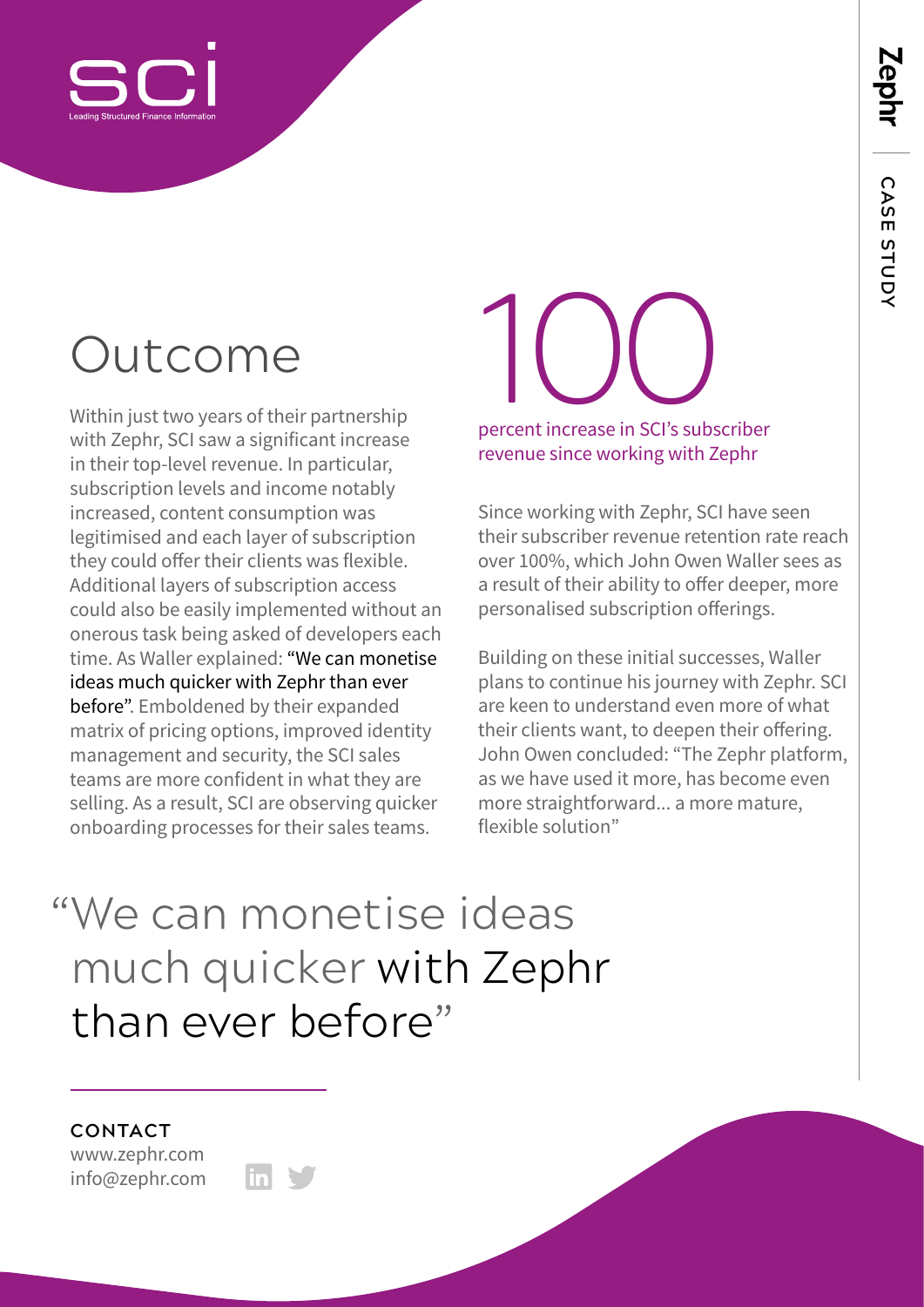# Outcome

Within just two years of their partnership with Zephr, SCI saw a significant increase in their top-level revenue. In particular, subscription levels and income notably increased, content consumption was legitimised and each layer of subscription they could offer their clients was flexible. Additional layers of subscription access could also be easily implemented without an onerous task being asked of developers each time. As Waller explained: "We can monetise ideas much quicker with Zephr than ever before". Emboldened by their expanded matrix of pricing options, improved identity management and security, the SCI sales teams are more confident in what they are selling. As a result, SCI are observing quicker onboarding processes for their sales teams.

100

percent increase in SCI's subscriber revenue since working with Zephr

Since working with Zephr, SCI have seen their subscriber revenue retention rate reach over 100%, which John Owen Waller sees as a result of their ability to offer deeper, more personalised subscription offerings.

Building on these initial successes, Waller plans to continue his journey with Zephr. SCI are keen to understand even more of what their clients want, to deepen their offering. John Owen concluded: "The Zephr platform, as we have used it more, has become even more straightforward... a more mature, flexible solution"

"We can monetise ideas much quicker with Zephr than ever before"

**CONTACT**

www.zephr.com
info@zephr.com